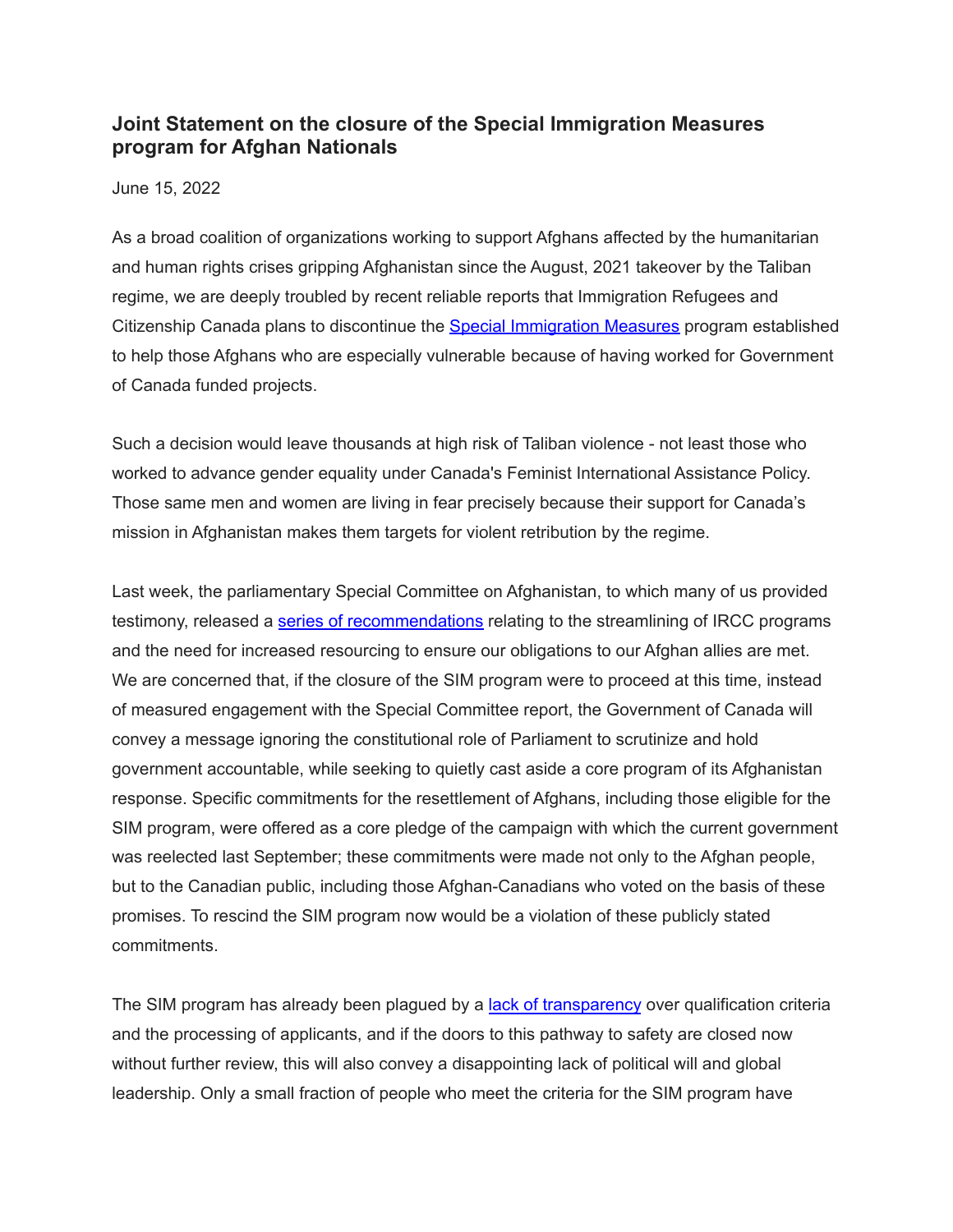### Joint Statement on the closure of the Special Immigration Measures program for Afghan Nationals

June 15, 2022

As a broad coalition of organizations working to support Afghans affected by the humanitarian and human rights crises gripping Afghanistan since the August, 2021 takeover by the Taliban regime, we are deeply troubled by recent reliable reports that Immigration Refugees and Citizenship Canada plans to discontinue the [Special Immigration Measures]() program established to help those Afghans who are especially vulnerable because of having worked for Government of Canada funded projects.

Such a decision would leave thousands at high risk of Taliban violence - not least those who worked to advance gender equality under Canada's Feminist International Assistance Policy. Those same men and women are living in fear precisely because their support for Canada's mission in Afghanistan makes them targets for violent retribution by the regime.

Last week, the parliamentary Special Committee on Afghanistan, to which many of us provided testimony, released a [series of recommendations]() relating to the streamlining of IRCC programs and the need for increased resourcing to ensure our obligations to our Afghan allies are met. We are concerned that, if the closure of the SIM program were to proceed at this time, instead of measured engagement with the Special Committee report, the Government of Canada will convey a message ignoring the constitutional role of Parliament to scrutinize and hold government accountable, while seeking to quietly cast aside a core program of its Afghanistan response. Specific commitments for the resettlement of Afghans, including those eligible for the SIM program, were offered as a core pledge of the campaign with which the current government was reelected last September; these commitments were made not only to the Afghan people, but to the Canadian public, including those Afghan-Canadians who voted on the basis of these promises. To rescind the SIM program now would be a violation of these publicly stated commitments.

The SIM program has already been plagued by a [lack of transparency]() over qualification criteria and the processing of applicants, and if the doors to this pathway to safety are closed now without further review, this will also convey a disappointing lack of political will and global leadership. Only a small fraction of people who meet the criteria for the SIM program have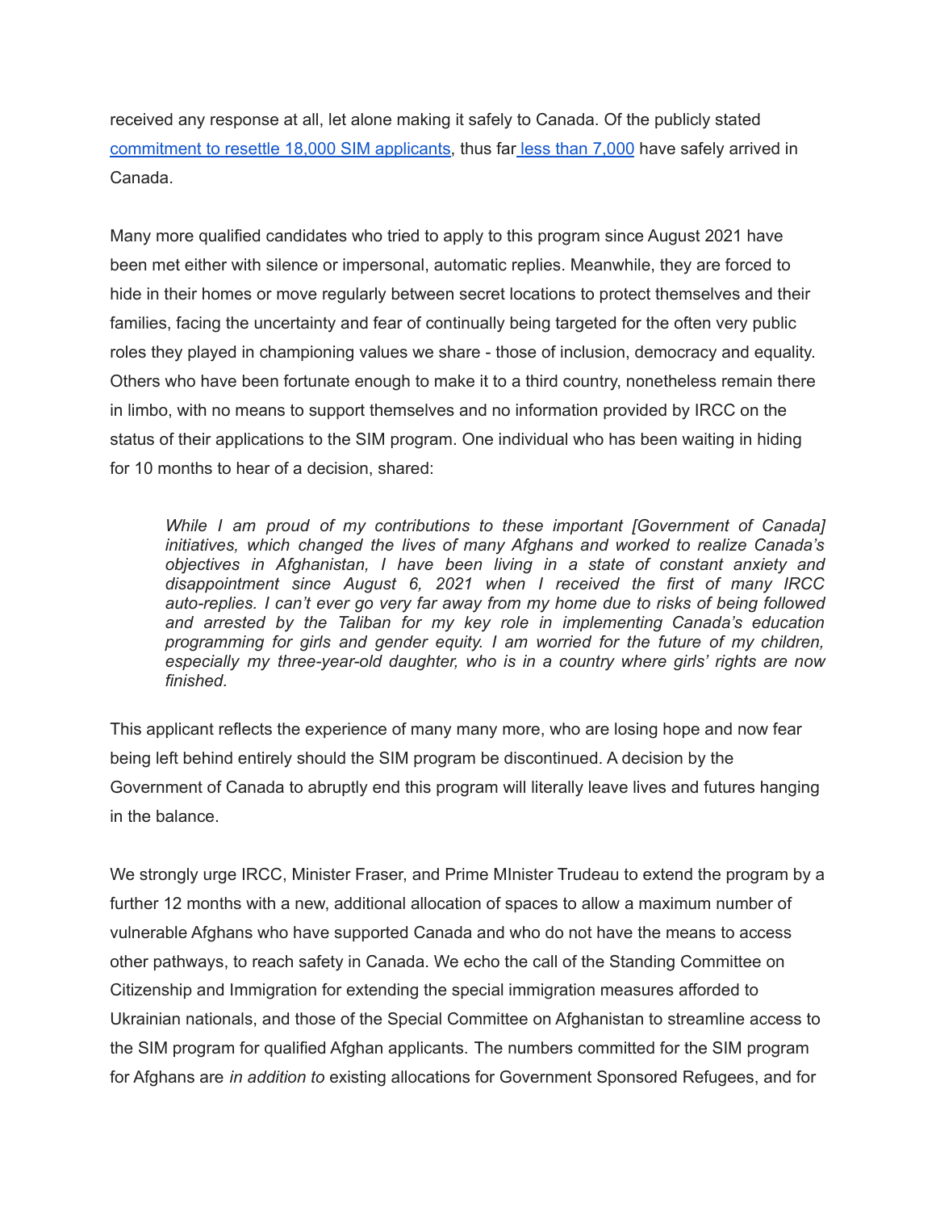received any response at all, let alone making it safely to Canada. Of the publicly stated commitment to resettle 18,000 SIM applicants, thus far less than 7,000 have safely arrived in Canada.

Many more qualified candidates who tried to apply to this program since August 2021 have been met either with silence or impersonal, automatic replies. Meanwhile, they are forced to hide in their homes or move regularly between secret locations to protect themselves and their families, facing the uncertainty and fear of continually being targeted for the often very public roles they played in championing values we share - those of inclusion, democracy and equality. Others who have been fortunate enough to make it to a third country, nonetheless remain there in limbo, with no means to support themselves and no information provided by IRCC on the status of their applications to the SIM program. One individual who has been waiting in hiding for 10 months to hear of a decision, shared:

> *While I am proud of my contributions to these important [Government of Canada] initiatives, which changed the lives of many Afghans and worked to realize Canada's objectives in Afghanistan, I have been living in a state of constant anxiety and disappointment since August 6, 2021 when I received the first of many IRCC auto-replies. I can't ever go very far away from my home due to risks of being followed and arrested by the Taliban for my key role in implementing Canada's education programming for girls and gender equity. I am worried for the future of my children, especially my three-year-old daughter, who is in a country where girls' rights are now finished.*

This applicant reflects the experience of many many more, who are losing hope and now fear being left behind entirely should the SIM program be discontinued. A decision by the Government of Canada to abruptly end this program will literally leave lives and futures hanging in the balance.

We strongly urge IRCC, Minister Fraser, and Prime MInister Trudeau to extend the program by a further 12 months with a new, additional allocation of spaces to allow a maximum number of vulnerable Afghans who have supported Canada and who do not have the means to access other pathways, to reach safety in Canada. We echo the call of the Standing Committee on Citizenship and Immigration for extending the special immigration measures afforded to Ukrainian nationals, and those of the Special Committee on Afghanistan to streamline access to the SIM program for qualified Afghan applicants. The numbers committed for the SIM program for Afghans are *in addition to* existing allocations for Government Sponsored Refugees, and for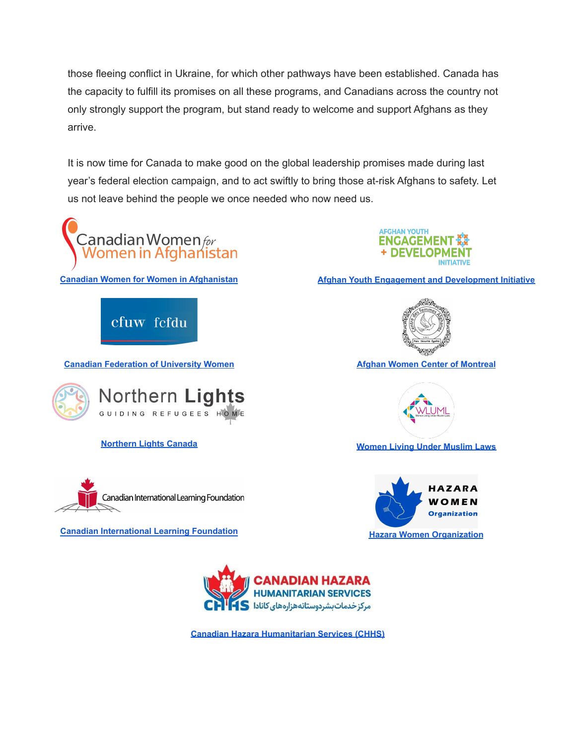those fleeing conflict in Ukraine, for which other pathways have been established. Canada has the capacity to fulfill its promises on all these programs, and Canadians across the country not only strongly support the program, but stand ready to welcome and support Afghans as they arrive.

It is now time for Canada to make good on the global leadership promises made during last year's federal election campaign, and to act swiftly to bring those at-risk Afghans to safety. Let us not leave behind the people we once needed who now need us.

Canadian Women for Women in Afghanistan

Afghan Youth Engagement and Development Initiative

Canadian Federation of University Women

Afghan Women Center of Montreal

Northern Lights Canada

Women Living Under Muslim Laws

Canadian International Learning Foundation

Hazara Women Organization

Canadian Hazara Humanitarian Services (CHHS)